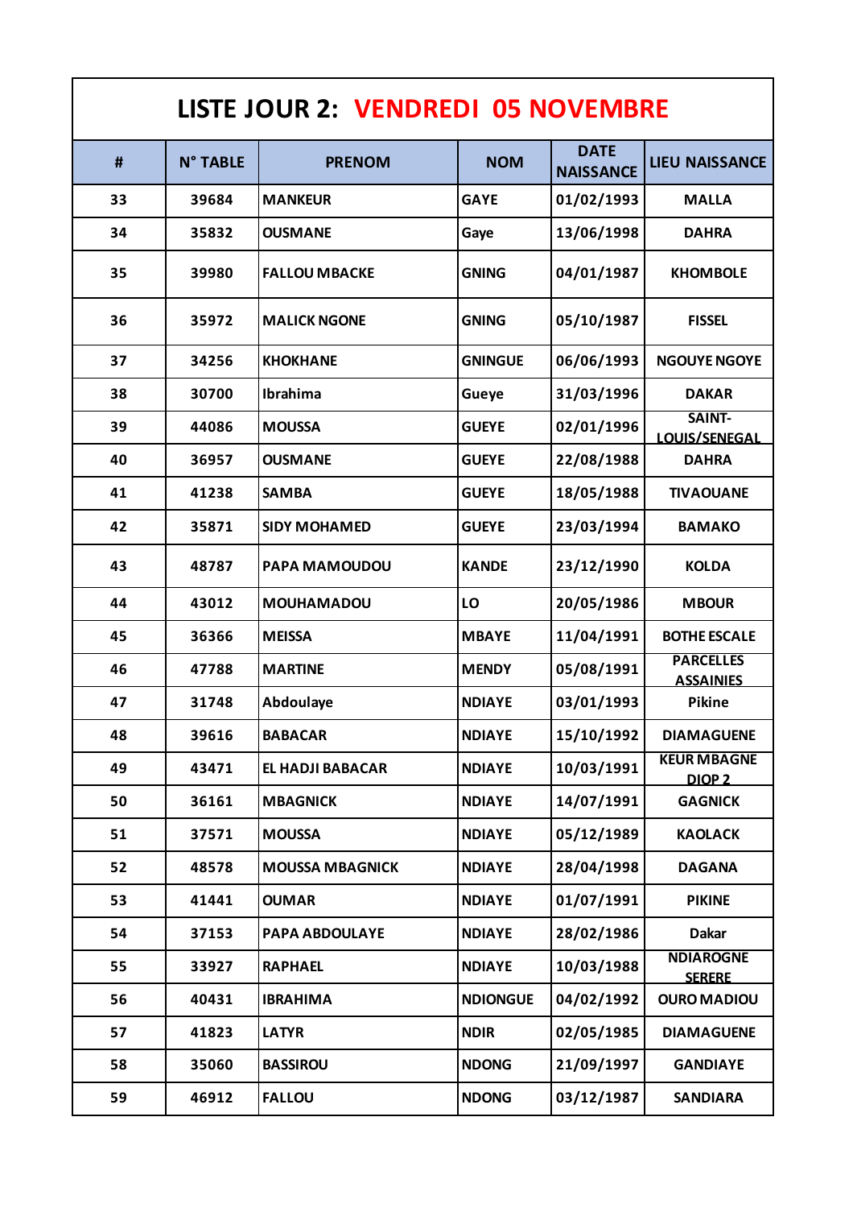# LISTE JOUR 2: VENDREDI 05 NOVEMBRE

| # | N° TABLE | PRENOM | NOM | DATE NAISSANCE | LIEU NAISSANCE |
|---|---|---|---|---|---|
| 33 | 39684 | MANKEUR | GAYE | 01/02/1993 | MALLA |
| 34 | 35832 | OUSMANE | Gaye | 13/06/1998 | DAHRA |
| 35 | 39980 | FALLOU MBACKE | GNING | 04/01/1987 | KHOMBOLE |
| 36 | 35972 | MALICK NGONE | GNING | 05/10/1987 | FISSEL |
| 37 | 34256 | KHOKHANE | GNINGUE | 06/06/1993 | NGOUYE NGOYE |
| 38 | 30700 | Ibrahima | Gueye | 31/03/1996 | DAKAR |
| 39 | 44086 | MOUSSA | GUEYE | 02/01/1996 | SAINT-LOUIS/SENEGAL |
| 40 | 36957 | OUSMANE | GUEYE | 22/08/1988 | DAHRA |
| 41 | 41238 | SAMBA | GUEYE | 18/05/1988 | TIVAOUANE |
| 42 | 35871 | SIDY MOHAMED | GUEYE | 23/03/1994 | BAMAKO |
| 43 | 48787 | PAPA MAMOUDOU | KANDE | 23/12/1990 | KOLDA |
| 44 | 43012 | MOUHAMADOU | LO | 20/05/1986 | MBOUR |
| 45 | 36366 | MEISSA | MBAYE | 11/04/1991 | BOTHE ESCALE |
| 46 | 47788 | MARTINE | MENDY | 05/08/1991 | PARCELLES ASSAINIES |
| 47 | 31748 | Abdoulaye | NDIAYE | 03/01/1993 | Pikine |
| 48 | 39616 | BABACAR | NDIAYE | 15/10/1992 | DIAMAGUENE |
| 49 | 43471 | EL HADJI BABACAR | NDIAYE | 10/03/1991 | KEUR MBAGNE DIOP 2 |
| 50 | 36161 | MBAGNICK | NDIAYE | 14/07/1991 | GAGNICK |
| 51 | 37571 | MOUSSA | NDIAYE | 05/12/1989 | KAOLACK |
| 52 | 48578 | MOUSSA MBAGNICK | NDIAYE | 28/04/1998 | DAGANA |
| 53 | 41441 | OUMAR | NDIAYE | 01/07/1991 | PIKINE |
| 54 | 37153 | PAPA ABDOULAYE | NDIAYE | 28/02/1986 | Dakar |
| 55 | 33927 | RAPHAEL | NDIAYE | 10/03/1988 | NDIAROGNE SERERE |
| 56 | 40431 | IBRAHIMA | NDIONGUE | 04/02/1992 | OURO MADIOU |
| 57 | 41823 | LATYR | NDIR | 02/05/1985 | DIAMAGUENE |
| 58 | 35060 | BASSIROU | NDONG | 21/09/1997 | GANDIAYE |
| 59 | 46912 | FALLOU | NDONG | 03/12/1987 | SANDIARA |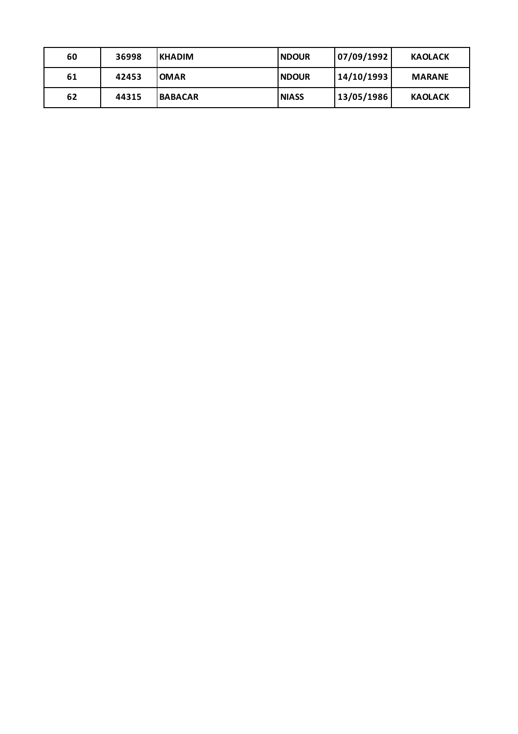| | | | | | |
|---|---|---|---|---|---|
| 60 | 36998 | KHADIM | NDOUR | 07/09/1992 | KAOLACK |
| 61 | 42453 | OMAR | NDOUR | 14/10/1993 | MARANE |
| 62 | 44315 | BABACAR | NIASS | 13/05/1986 | KAOLACK |